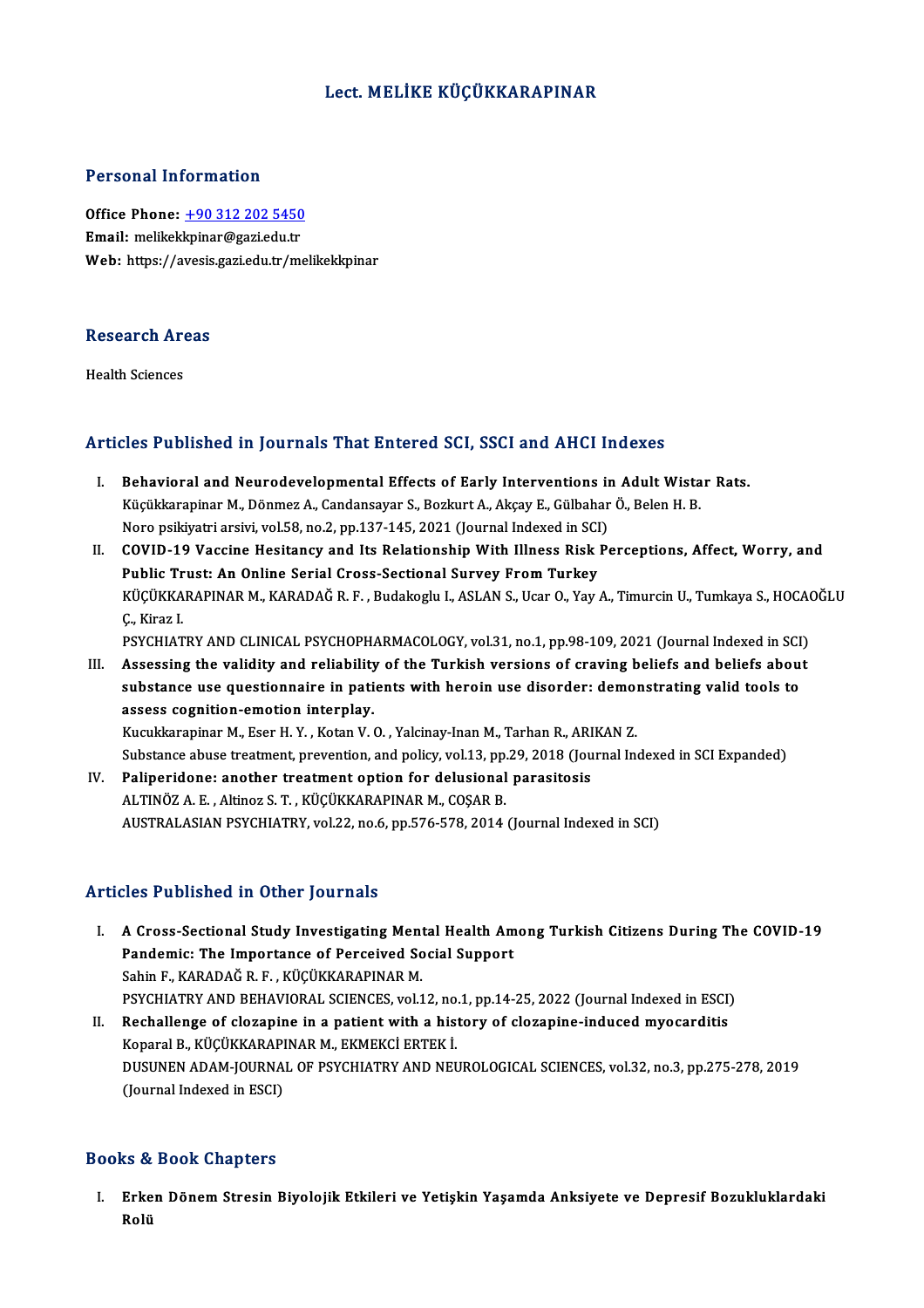# Lect. MELİKE KÜÇÜKKARAPINAR

## Personal Information

**Office Phone:** +90 312 202 5450
**Email:** melikekkpinar@gazi.edu.tr
**Web:** https://avesis.gazi.edu.tr/melikekkpinar

## Research Areas

Health Sciences

## Articles Published in Journals That Entered SCI, SSCI and AHCI Indexes

I. **Behavioral and Neurodevelopmental Effects of Early Interventions in Adult Wistar Rats.**
Küçükkarapinar M., Dönmez A., Candansayar S., Bozkurt A., Akçay E., Gülbahar Ö., Belen H. B.
Noro psikiyatri arsivi, vol.58, no.2, pp.137-145, 2021 (Journal Indexed in SCI)

II. **COVID-19 Vaccine Hesitancy and Its Relationship With Illness Risk Perceptions, Affect, Worry, and Public Trust: An Online Serial Cross-Sectional Survey From Turkey**
KÜÇÜKKARAPINAR M., KARADAĞ R. F. , Budakoglu I., ASLAN S., Ucar O., Yay A., Timurcin U., Tumkaya S., HOCAOĞLU Ç., Kiraz I.
PSYCHIATRY AND CLINICAL PSYCHOPHARMACOLOGY, vol.31, no.1, pp.98-109, 2021 (Journal Indexed in SCI)

III. **Assessing the validity and reliability of the Turkish versions of craving beliefs and beliefs about substance use questionnaire in patients with heroin use disorder: demonstrating valid tools to assess cognition-emotion interplay.**
Kucukkarapinar M., Eser H. Y. , Kotan V. O. , Yalcinay-Inan M., Tarhan R., ARIKAN Z.
Substance abuse treatment, prevention, and policy, vol.13, pp.29, 2018 (Journal Indexed in SCI Expanded)

IV. **Paliperidone: another treatment option for delusional parasitosis**
ALTINÖZ A. E. , Altinoz S. T. , KÜÇÜKKARAPINAR M., COŞAR B.
AUSTRALASIAN PSYCHIATRY, vol.22, no.6, pp.576-578, 2014 (Journal Indexed in SCI)

## Articles Published in Other Journals

I. **A Cross-Sectional Study Investigating Mental Health Among Turkish Citizens During The COVID-19 Pandemic: The Importance of Perceived Social Support**
Sahin F., KARADAĞ R. F. , KÜÇÜKKARAPINAR M.
PSYCHIATRY AND BEHAVIORAL SCIENCES, vol.12, no.1, pp.14-25, 2022 (Journal Indexed in ESCI)

II. **Rechallenge of clozapine in a patient with a history of clozapine-induced myocarditis**
Koparal B., KÜÇÜKKARAPINAR M., EKMEKCİ ERTEK İ.
DUSUNEN ADAM-JOURNAL OF PSYCHIATRY AND NEUROLOGICAL SCIENCES, vol.32, no.3, pp.275-278, 2019 (Journal Indexed in ESCI)

## Books & Book Chapters

I. **Erken Dönem Stresin Biyolojik Etkileri ve Yetişkin Yaşamda Anksiyete ve Depresif Bozukluklardaki Rolü**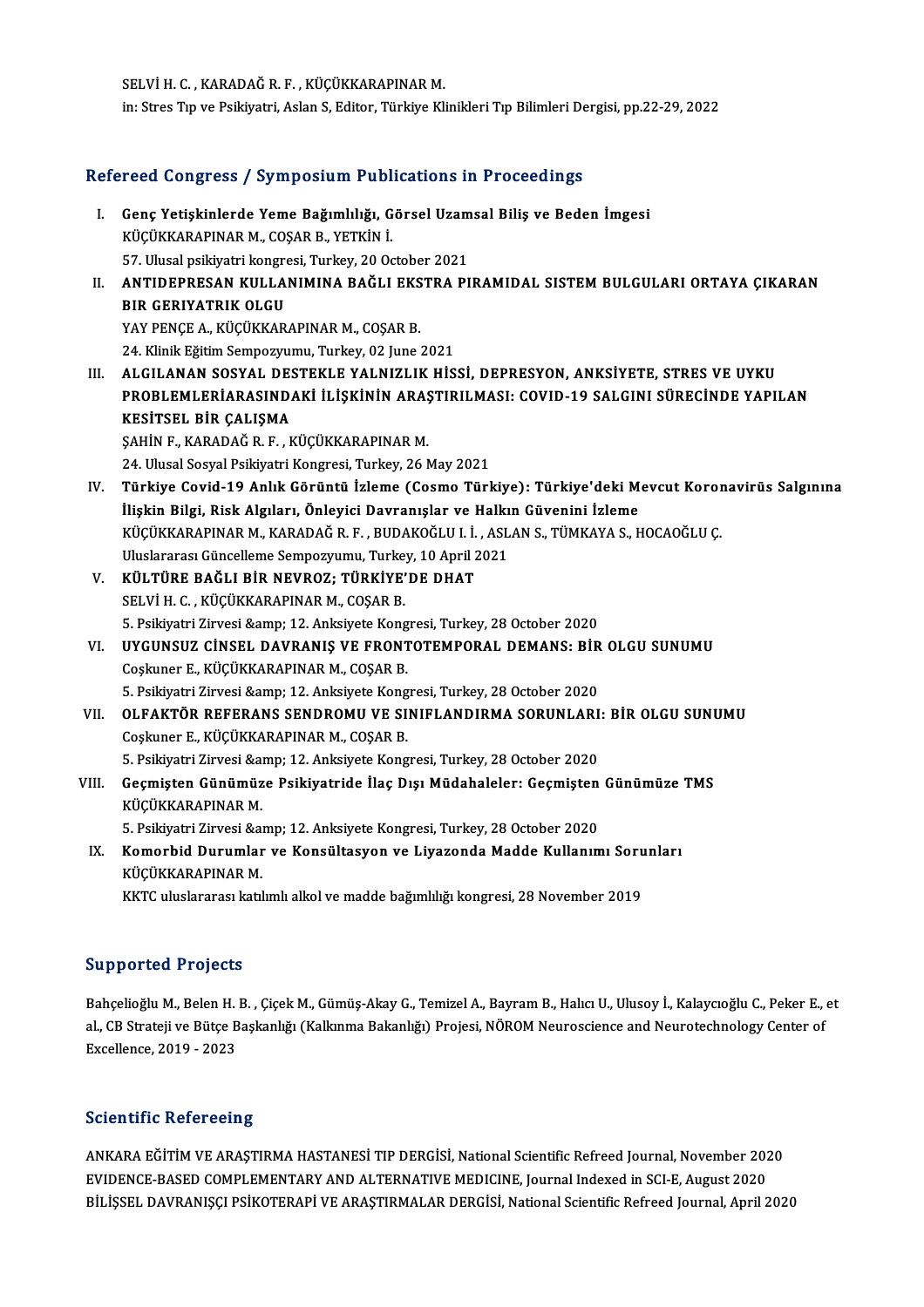SELVİ H. C. , KARADAĞ R. F. , KÜÇÜKKARAPINAR M.
in: Stres Tıp ve Psikiyatri, Aslan S, Editor, Türkiye Klinikleri Tıp Bilimleri Dergisi, pp.22-29, 2022

## Refereed Congress / Symposium Publications in Proceedings

I. **Genç Yetişkinlerde Yeme Bağımlılığı, Görsel Uzamsal Biliş ve Beden İmgesi**
   KÜÇÜKKARAPINAR M., COŞAR B., YETKİN İ.
   57. Ulusal psikiyatri kongresi, Turkey, 20 October 2021

II. **ANTIDEPRESAN KULLANIMINA BAĞLI EKSTRA PIRAMIDAL SISTEM BULGULARI ORTAYA ÇIKARAN BIR GERIYATRIK OLGU**
   YAY PENÇE A., KÜÇÜKKARAPINAR M., COŞAR B.
   24. Klinik Eğitim Sempozyumu, Turkey, 02 June 2021

III. **ALGILANAN SOSYAL DESTEKLE YALNIZLIK HİSSİ, DEPRESYON, ANKSİYETE, STRES VE UYKU PROBLEMLERİARASINDAKİ İLİŞKİNİN ARAŞTIRILMASI: COVID-19 SALGINI SÜRECİNDE YAPILAN KESİTSEL BİR ÇALIŞMA**
   ŞAHİN F., KARADAĞ R. F. , KÜÇÜKKARAPINAR M.
   24. Ulusal Sosyal Psikiyatri Kongresi, Turkey, 26 May 2021

IV. **Türkiye Covid-19 Anlık Görüntü İzleme (Cosmo Türkiye): Türkiye'deki Mevcut Koronavirüs Salgınına İlişkin Bilgi, Risk Algıları, Önleyici Davranışlar ve Halkın Güvenini İzleme**
   KÜÇÜKKARAPINAR M., KARADAĞ R. F. , BUDAKOĞLU I. İ. , ASLAN S., TÜMKAYA S., HOCAOĞLU Ç.
   Uluslararası Güncelleme Sempozyumu, Turkey, 10 April 2021

V. **KÜLTÜRE BAĞLI BİR NEVROZ; TÜRKİYE'DE DHAT**
   SELVİ H. C. , KÜÇÜKKARAPINAR M., COŞAR B.
   5. Psikiyatri Zirvesi &amp; 12. Anksiyete Kongresi, Turkey, 28 October 2020

VI. **UYGUNSUZ CİNSEL DAVRANIŞ VE FRONTOTEMPORAL DEMANS: BİR OLGU SUNUMU**
   Coşkuner E., KÜÇÜKKARAPINAR M., COŞAR B.
   5. Psikiyatri Zirvesi &amp; 12. Anksiyete Kongresi, Turkey, 28 October 2020

VII. **OLFAKTÖR REFERANS SENDROMU VE SINIFLANDIRMA SORUNLARI: BİR OLGU SUNUMU**
   Coşkuner E., KÜÇÜKKARAPINAR M., COŞAR B.
   5. Psikiyatri Zirvesi &amp; 12. Anksiyete Kongresi, Turkey, 28 October 2020

VIII. **Geçmişten Günümüze Psikiyatride İlaç Dışı Müdahaleler: Geçmişten Günümüze TMS**
   KÜÇÜKKARAPINAR M.
   5. Psikiyatri Zirvesi &amp; 12. Anksiyete Kongresi, Turkey, 28 October 2020

IX. **Komorbid Durumlar ve Konsültasyon ve Liyazonda Madde Kullanımı Sorunları**
   KÜÇÜKKARAPINAR M.
   KKTC uluslararası katılımlı alkol ve madde bağımlılığı kongresi, 28 November 2019

## Supported Projects

Bahçelioğlu M., Belen H. B. , Çiçek M., Gümüş-Akay G., Temizel A., Bayram B., Halıcı U., Ulusoy İ., Kalaycıoğlu C., Peker E., et al., CB Strateji ve Bütçe Başkanlığı (Kalkınma Bakanlığı) Projesi, NÖROM Neuroscience and Neurotechnology Center of Excellence, 2019 - 2023

## Scientific Refereeing

ANKARA EĞİTİM VE ARAŞTIRMA HASTANESİ TIP DERGİSİ, National Scientific Refreed Journal, November 2020
EVIDENCE-BASED COMPLEMENTARY AND ALTERNATIVE MEDICINE, Journal Indexed in SCI-E, August 2020
BİLİŞSEL DAVRANIŞÇI PSİKOTERAPİ VE ARAŞTIRMALAR DERGİSİ, National Scientific Refreed Journal, April 2020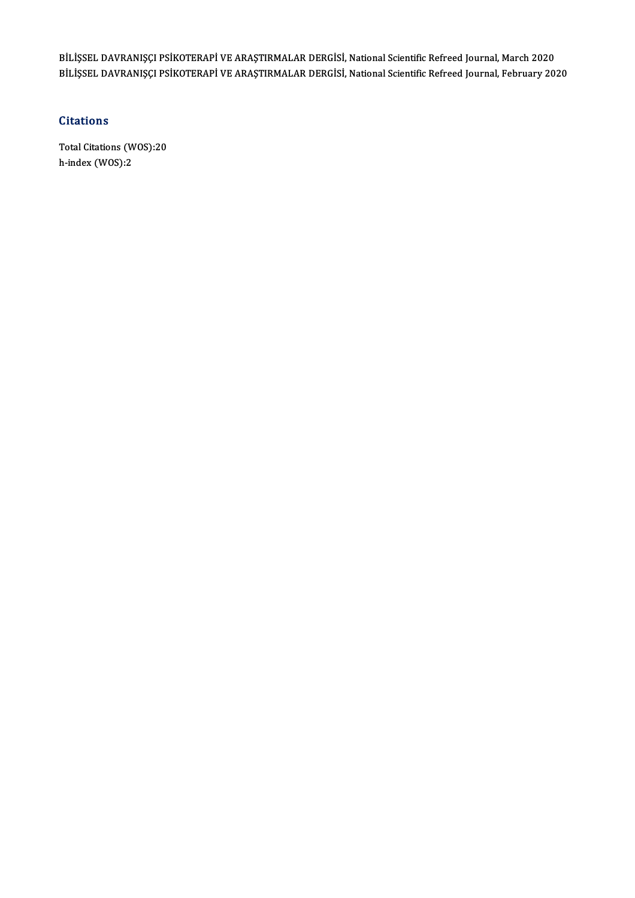BİLİŞSEL DAVRANIŞÇI PSİKOTERAPİ VE ARAŞTIRMALAR DERGİSİ, National Scientific Refreed Journal, March 2020
BİLİŞSEL DAVRANIŞÇI PSİKOTERAPİ VE ARAŞTIRMALAR DERGİSİ, National Scientific Refreed Journal, February 2020

## Citations

Total Citations (WOS):20
h-index (WOS):2